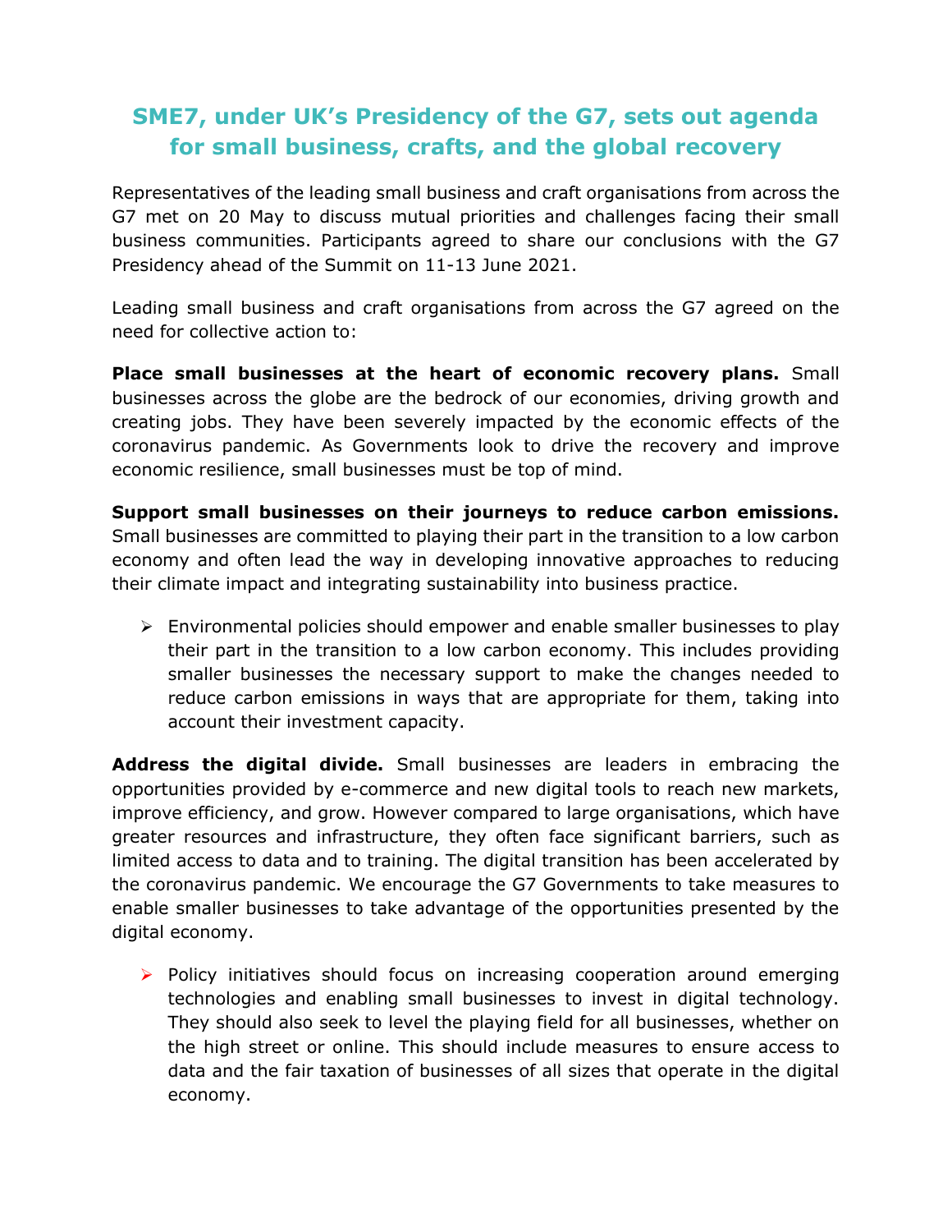# SME7, under UK's Presidency of the G7, sets out agenda for small business, crafts, and the global recovery

Representatives of the leading small business and craft organisations from across the G7 met on 20 May to discuss mutual priorities and challenges facing their small business communities. Participants agreed to share our conclusions with the G7 Presidency ahead of the Summit on 11-13 June 2021.

Leading small business and craft organisations from across the G7 agreed on the need for collective action to:

**Place small businesses at the heart of economic recovery plans.** Small businesses across the globe are the bedrock of our economies, driving growth and creating jobs. They have been severely impacted by the economic effects of the coronavirus pandemic. As Governments look to drive the recovery and improve economic resilience, small businesses must be top of mind.

**Support small businesses on their journeys to reduce carbon emissions.** Small businesses are committed to playing their part in the transition to a low carbon economy and often lead the way in developing innovative approaches to reducing their climate impact and integrating sustainability into business practice.

- Environmental policies should empower and enable smaller businesses to play their part in the transition to a low carbon economy. This includes providing smaller businesses the necessary support to make the changes needed to reduce carbon emissions in ways that are appropriate for them, taking into account their investment capacity.

**Address the digital divide.** Small businesses are leaders in embracing the opportunities provided by e-commerce and new digital tools to reach new markets, improve efficiency, and grow. However compared to large organisations, which have greater resources and infrastructure, they often face significant barriers, such as limited access to data and to training. The digital transition has been accelerated by the coronavirus pandemic. We encourage the G7 Governments to take measures to enable smaller businesses to take advantage of the opportunities presented by the digital economy.

- Policy initiatives should focus on increasing cooperation around emerging technologies and enabling small businesses to invest in digital technology. They should also seek to level the playing field for all businesses, whether on the high street or online. This should include measures to ensure access to data and the fair taxation of businesses of all sizes that operate in the digital economy.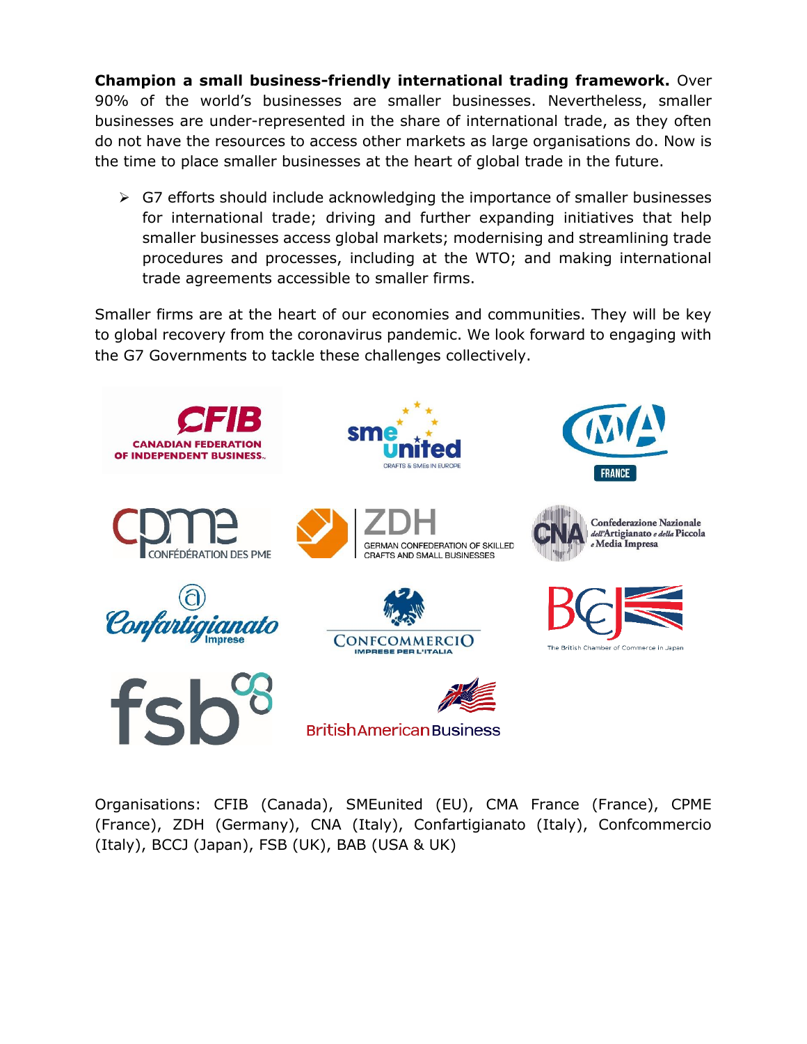**Champion a small business-friendly international trading framework.** Over 90% of the world's businesses are smaller businesses. Nevertheless, smaller businesses are under-represented in the share of international trade, as they often do not have the resources to access other markets as large organisations do. Now is the time to place smaller businesses at the heart of global trade in the future.

- G7 efforts should include acknowledging the importance of smaller businesses for international trade; driving and further expanding initiatives that help smaller businesses access global markets; modernising and streamlining trade procedures and processes, including at the WTO; and making international trade agreements accessible to smaller firms.

Smaller firms are at the heart of our economies and communities. They will be key to global recovery from the coronavirus pandemic. We look forward to engaging with the G7 Governments to tackle these challenges collectively.

Organisations: CFIB (Canada), SMEunited (EU), CMA France (France), CPME (France), ZDH (Germany), CNA (Italy), Confartigianato (Italy), Confcommercio (Italy), BCCJ (Japan), FSB (UK), BAB (USA & UK)